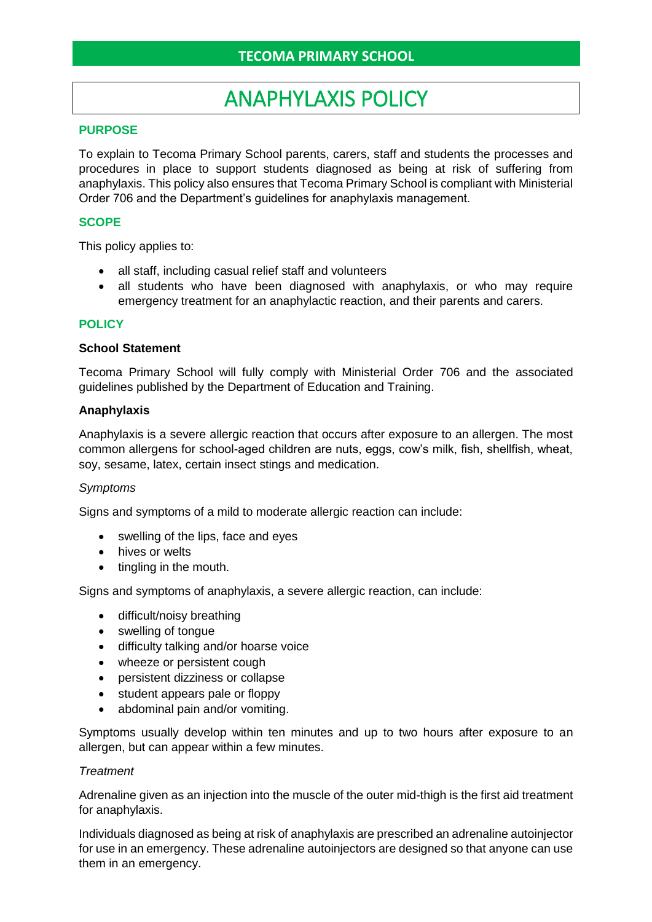**TECOMA PRIMARY SCHOOL**

# ANAPHYLAXIS POLICY

## PURPOSE

To explain to Tecoma Primary School parents, carers, staff and students the processes and procedures in place to support students diagnosed as being at risk of suffering from anaphylaxis. This policy also ensures that Tecoma Primary School is compliant with Ministerial Order 706 and the Department's guidelines for anaphylaxis management.

## SCOPE

This policy applies to:

- all staff, including casual relief staff and volunteers
- all students who have been diagnosed with anaphylaxis, or who may require emergency treatment for an anaphylactic reaction, and their parents and carers.

## POLICY

### School Statement

Tecoma Primary School will fully comply with Ministerial Order 706 and the associated guidelines published by the Department of Education and Training.

### Anaphylaxis

Anaphylaxis is a severe allergic reaction that occurs after exposure to an allergen. The most common allergens for school-aged children are nuts, eggs, cow's milk, fish, shellfish, wheat, soy, sesame, latex, certain insect stings and medication.

*Symptoms*

Signs and symptoms of a mild to moderate allergic reaction can include:

- swelling of the lips, face and eyes
- hives or welts
- tingling in the mouth.

Signs and symptoms of anaphylaxis, a severe allergic reaction, can include:

- difficult/noisy breathing
- swelling of tongue
- difficulty talking and/or hoarse voice
- wheeze or persistent cough
- persistent dizziness or collapse
- student appears pale or floppy
- abdominal pain and/or vomiting.

Symptoms usually develop within ten minutes and up to two hours after exposure to an allergen, but can appear within a few minutes.

*Treatment*

Adrenaline given as an injection into the muscle of the outer mid-thigh is the first aid treatment for anaphylaxis.

Individuals diagnosed as being at risk of anaphylaxis are prescribed an adrenaline autoinjector for use in an emergency. These adrenaline autoinjectors are designed so that anyone can use them in an emergency.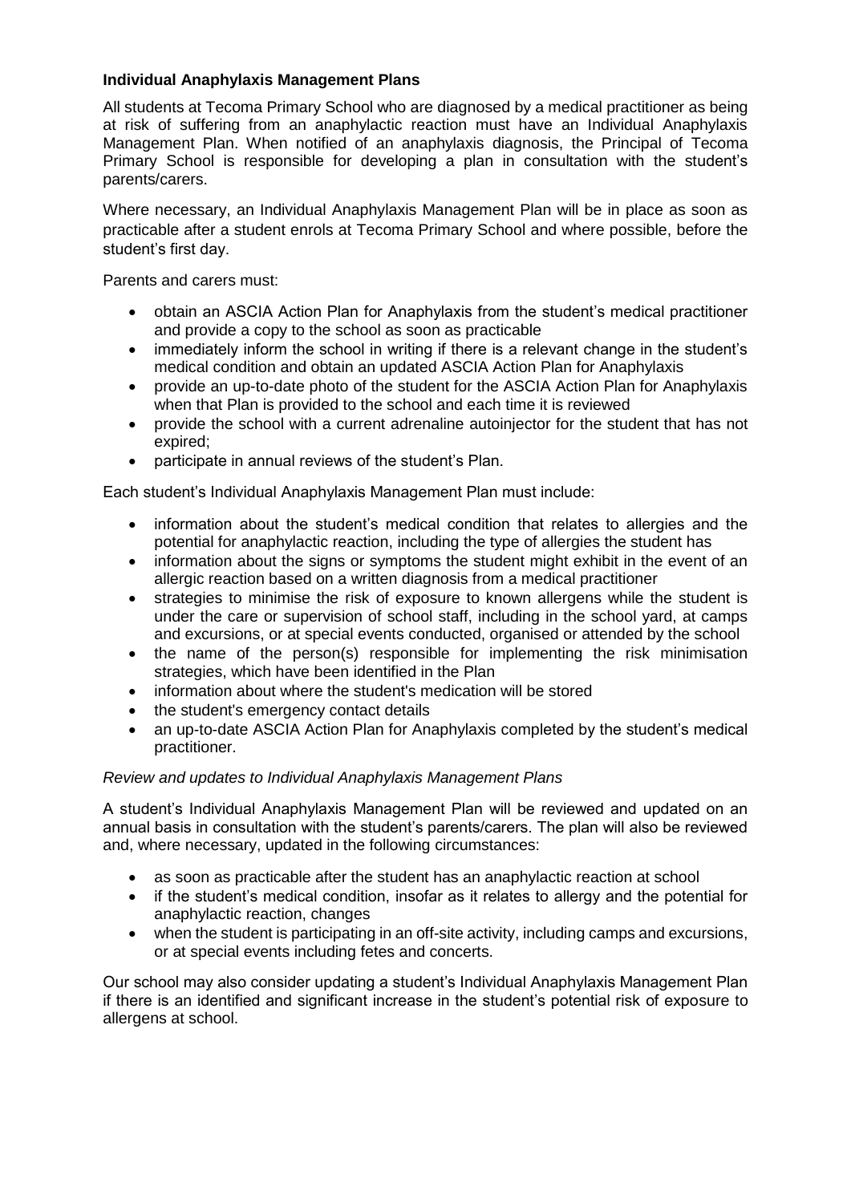**Individual Anaphylaxis Management Plans**

All students at Tecoma Primary School who are diagnosed by a medical practitioner as being at risk of suffering from an anaphylactic reaction must have an Individual Anaphylaxis Management Plan. When notified of an anaphylaxis diagnosis, the Principal of Tecoma Primary School is responsible for developing a plan in consultation with the student's parents/carers.

Where necessary, an Individual Anaphylaxis Management Plan will be in place as soon as practicable after a student enrols at Tecoma Primary School and where possible, before the student's first day.

Parents and carers must:

- obtain an ASCIA Action Plan for Anaphylaxis from the student's medical practitioner and provide a copy to the school as soon as practicable
- immediately inform the school in writing if there is a relevant change in the student's medical condition and obtain an updated ASCIA Action Plan for Anaphylaxis
- provide an up-to-date photo of the student for the ASCIA Action Plan for Anaphylaxis when that Plan is provided to the school and each time it is reviewed
- provide the school with a current adrenaline autoinjector for the student that has not expired;
- participate in annual reviews of the student's Plan.

Each student's Individual Anaphylaxis Management Plan must include:

- information about the student's medical condition that relates to allergies and the potential for anaphylactic reaction, including the type of allergies the student has
- information about the signs or symptoms the student might exhibit in the event of an allergic reaction based on a written diagnosis from a medical practitioner
- strategies to minimise the risk of exposure to known allergens while the student is under the care or supervision of school staff, including in the school yard, at camps and excursions, or at special events conducted, organised or attended by the school
- the name of the person(s) responsible for implementing the risk minimisation strategies, which have been identified in the Plan
- information about where the student's medication will be stored
- the student's emergency contact details
- an up-to-date ASCIA Action Plan for Anaphylaxis completed by the student's medical practitioner.

*Review and updates to Individual Anaphylaxis Management Plans*

A student's Individual Anaphylaxis Management Plan will be reviewed and updated on an annual basis in consultation with the student's parents/carers. The plan will also be reviewed and, where necessary, updated in the following circumstances:

- as soon as practicable after the student has an anaphylactic reaction at school
- if the student's medical condition, insofar as it relates to allergy and the potential for anaphylactic reaction, changes
- when the student is participating in an off-site activity, including camps and excursions, or at special events including fetes and concerts.

Our school may also consider updating a student's Individual Anaphylaxis Management Plan if there is an identified and significant increase in the student's potential risk of exposure to allergens at school.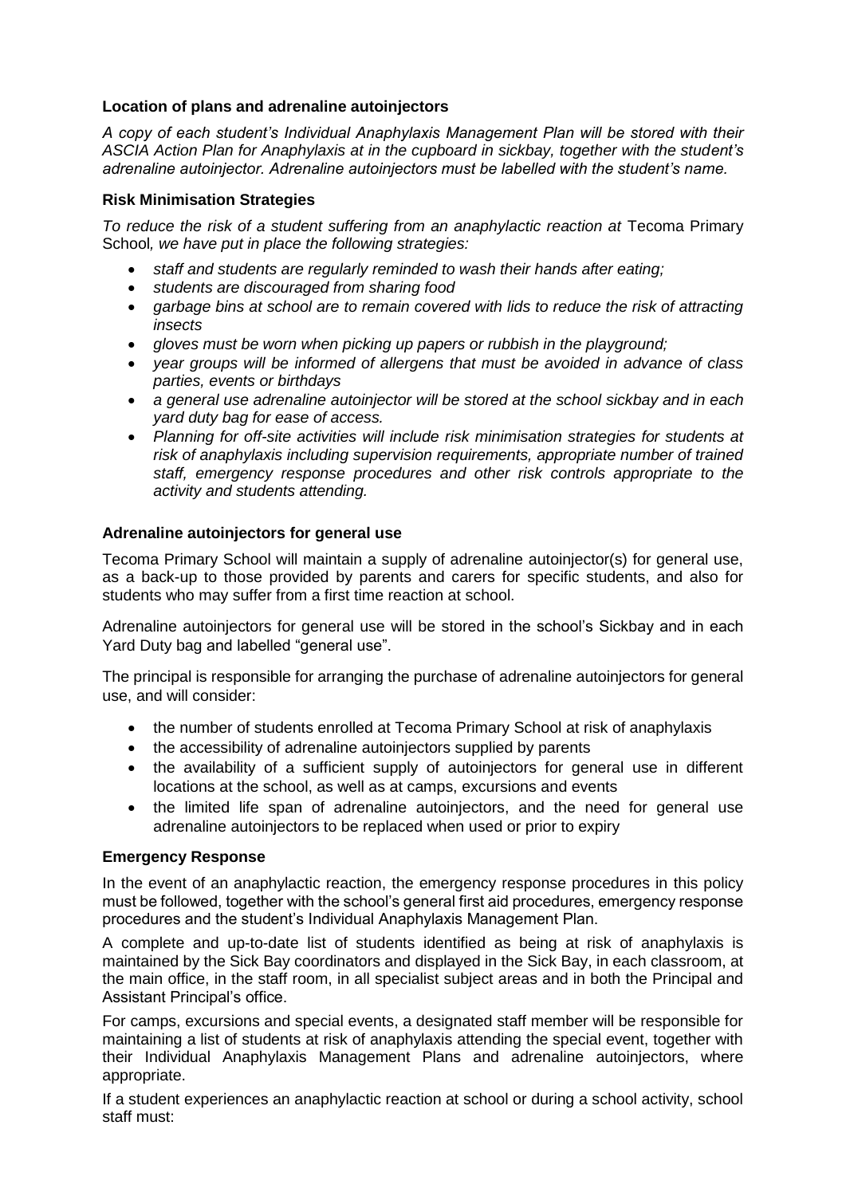**Location of plans and adrenaline autoinjectors**

*A copy of each student's Individual Anaphylaxis Management Plan will be stored with their ASCIA Action Plan for Anaphylaxis at in the cupboard in sickbay, together with the student's adrenaline autoinjector. Adrenaline autoinjectors must be labelled with the student's name.*

**Risk Minimisation Strategies**

*To reduce the risk of a student suffering from an anaphylactic reaction at* Tecoma Primary School*, we have put in place the following strategies:*

- *staff and students are regularly reminded to wash their hands after eating;*
- *students are discouraged from sharing food*
- *garbage bins at school are to remain covered with lids to reduce the risk of attracting insects*
- *gloves must be worn when picking up papers or rubbish in the playground;*
- *year groups will be informed of allergens that must be avoided in advance of class parties, events or birthdays*
- *a general use adrenaline autoinjector will be stored at the school sickbay and in each yard duty bag for ease of access.*
- *Planning for off-site activities will include risk minimisation strategies for students at risk of anaphylaxis including supervision requirements, appropriate number of trained staff, emergency response procedures and other risk controls appropriate to the activity and students attending.*

**Adrenaline autoinjectors for general use**

Tecoma Primary School will maintain a supply of adrenaline autoinjector(s) for general use, as a back-up to those provided by parents and carers for specific students, and also for students who may suffer from a first time reaction at school.

Adrenaline autoinjectors for general use will be stored in the school's Sickbay and in each Yard Duty bag and labelled "general use".

The principal is responsible for arranging the purchase of adrenaline autoinjectors for general use, and will consider:

- the number of students enrolled at Tecoma Primary School at risk of anaphylaxis
- the accessibility of adrenaline autoinjectors supplied by parents
- the availability of a sufficient supply of autoinjectors for general use in different locations at the school, as well as at camps, excursions and events
- the limited life span of adrenaline autoinjectors, and the need for general use adrenaline autoinjectors to be replaced when used or prior to expiry

**Emergency Response**

In the event of an anaphylactic reaction, the emergency response procedures in this policy must be followed, together with the school's general first aid procedures, emergency response procedures and the student's Individual Anaphylaxis Management Plan.

A complete and up-to-date list of students identified as being at risk of anaphylaxis is maintained by the Sick Bay coordinators and displayed in the Sick Bay, in each classroom, at the main office, in the staff room, in all specialist subject areas and in both the Principal and Assistant Principal's office.

For camps, excursions and special events, a designated staff member will be responsible for maintaining a list of students at risk of anaphylaxis attending the special event, together with their Individual Anaphylaxis Management Plans and adrenaline autoinjectors, where appropriate.

If a student experiences an anaphylactic reaction at school or during a school activity, school staff must: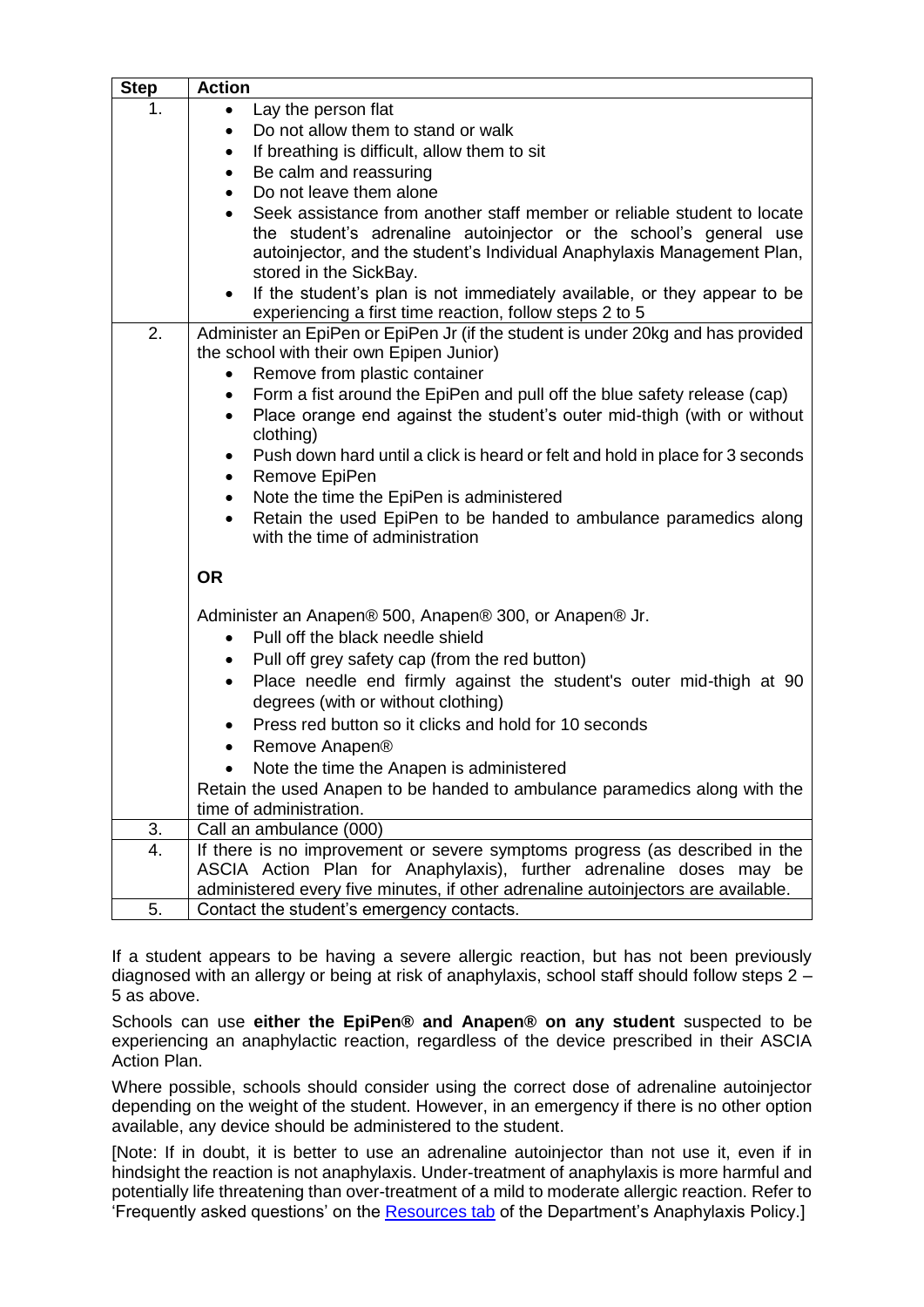| Step | Action |
| --- | --- |
| 1. | • Lay the person flat<br>• Do not allow them to stand or walk<br>• If breathing is difficult, allow them to sit<br>• Be calm and reassuring<br>• Do not leave them alone<br>• Seek assistance from another staff member or reliable student to locate the student's adrenaline autoinjector or the school's general use autoinjector, and the student's Individual Anaphylaxis Management Plan, stored in the SickBay.<br>• If the student's plan is not immediately available, or they appear to be experiencing a first time reaction, follow steps 2 to 5 |
| 2. | Administer an EpiPen or EpiPen Jr (if the student is under 20kg and has provided the school with their own Epipen Junior)<br>• Remove from plastic container<br>• Form a fist around the EpiPen and pull off the blue safety release (cap)<br>• Place orange end against the student's outer mid-thigh (with or without clothing)<br>• Push down hard until a click is heard or felt and hold in place for 3 seconds<br>• Remove EpiPen<br>• Note the time the EpiPen is administered<br>• Retain the used EpiPen to be handed to ambulance paramedics along with the time of administration<br><br>**OR**<br><br>Administer an Anapen® 500, Anapen® 300, or Anapen® Jr.<br>• Pull off the black needle shield<br>• Pull off grey safety cap (from the red button)<br>• Place needle end firmly against the student's outer mid-thigh at 90 degrees (with or without clothing)<br>• Press red button so it clicks and hold for 10 seconds<br>• Remove Anapen®<br>• Note the time the Anapen is administered<br>Retain the used Anapen to be handed to ambulance paramedics along with the time of administration. |
| 3. | Call an ambulance (000) |
| 4. | If there is no improvement or severe symptoms progress (as described in the ASCIA Action Plan for Anaphylaxis), further adrenaline doses may be administered every five minutes, if other adrenaline autoinjectors are available. |
| 5. | Contact the student's emergency contacts. |

If a student appears to be having a severe allergic reaction, but has not been previously diagnosed with an allergy or being at risk of anaphylaxis, school staff should follow steps 2 – 5 as above.

Schools can use **either the EpiPen® and Anapen® on any student** suspected to be experiencing an anaphylactic reaction, regardless of the device prescribed in their ASCIA Action Plan.

Where possible, schools should consider using the correct dose of adrenaline autoinjector depending on the weight of the student. However, in an emergency if there is no other option available, any device should be administered to the student.

[Note: If in doubt, it is better to use an adrenaline autoinjector than not use it, even if in hindsight the reaction is not anaphylaxis. Under-treatment of anaphylaxis is more harmful and potentially life threatening than over-treatment of a mild to moderate allergic reaction. Refer to 'Frequently asked questions' on the Resources tab of the Department's Anaphylaxis Policy.]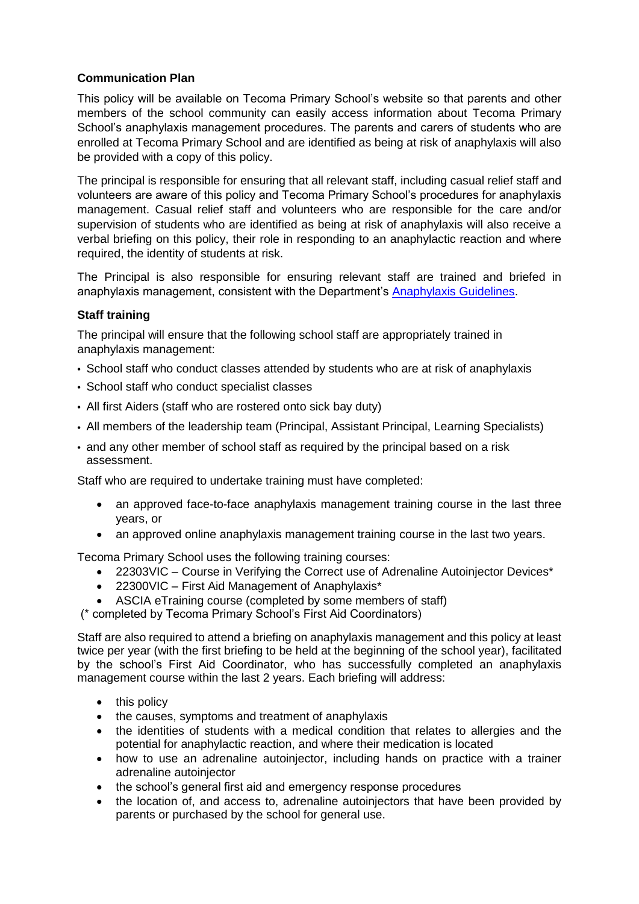**Communication Plan**

This policy will be available on Tecoma Primary School's website so that parents and other members of the school community can easily access information about Tecoma Primary School's anaphylaxis management procedures. The parents and carers of students who are enrolled at Tecoma Primary School and are identified as being at risk of anaphylaxis will also be provided with a copy of this policy.

The principal is responsible for ensuring that all relevant staff, including casual relief staff and volunteers are aware of this policy and Tecoma Primary School's procedures for anaphylaxis management. Casual relief staff and volunteers who are responsible for the care and/or supervision of students who are identified as being at risk of anaphylaxis will also receive a verbal briefing on this policy, their role in responding to an anaphylactic reaction and where required, the identity of students at risk.

The Principal is also responsible for ensuring relevant staff are trained and briefed in anaphylaxis management, consistent with the Department's Anaphylaxis Guidelines.

**Staff training**

The principal will ensure that the following school staff are appropriately trained in anaphylaxis management:

- School staff who conduct classes attended by students who are at risk of anaphylaxis
- School staff who conduct specialist classes
- All first Aiders (staff who are rostered onto sick bay duty)
- All members of the leadership team (Principal, Assistant Principal, Learning Specialists)
- and any other member of school staff as required by the principal based on a risk assessment.

Staff who are required to undertake training must have completed:

- an approved face-to-face anaphylaxis management training course in the last three years, or
- an approved online anaphylaxis management training course in the last two years.

Tecoma Primary School uses the following training courses:

- 22303VIC – Course in Verifying the Correct use of Adrenaline Autoinjector Devices*
- 22300VIC – First Aid Management of Anaphylaxis*
- ASCIA eTraining course (completed by some members of staff)

(* completed by Tecoma Primary School's First Aid Coordinators)

Staff are also required to attend a briefing on anaphylaxis management and this policy at least twice per year (with the first briefing to be held at the beginning of the school year), facilitated by the school's First Aid Coordinator, who has successfully completed an anaphylaxis management course within the last 2 years. Each briefing will address:

- this policy
- the causes, symptoms and treatment of anaphylaxis
- the identities of students with a medical condition that relates to allergies and the potential for anaphylactic reaction, and where their medication is located
- how to use an adrenaline autoinjector, including hands on practice with a trainer adrenaline autoinjector
- the school's general first aid and emergency response procedures
- the location of, and access to, adrenaline autoinjectors that have been provided by parents or purchased by the school for general use.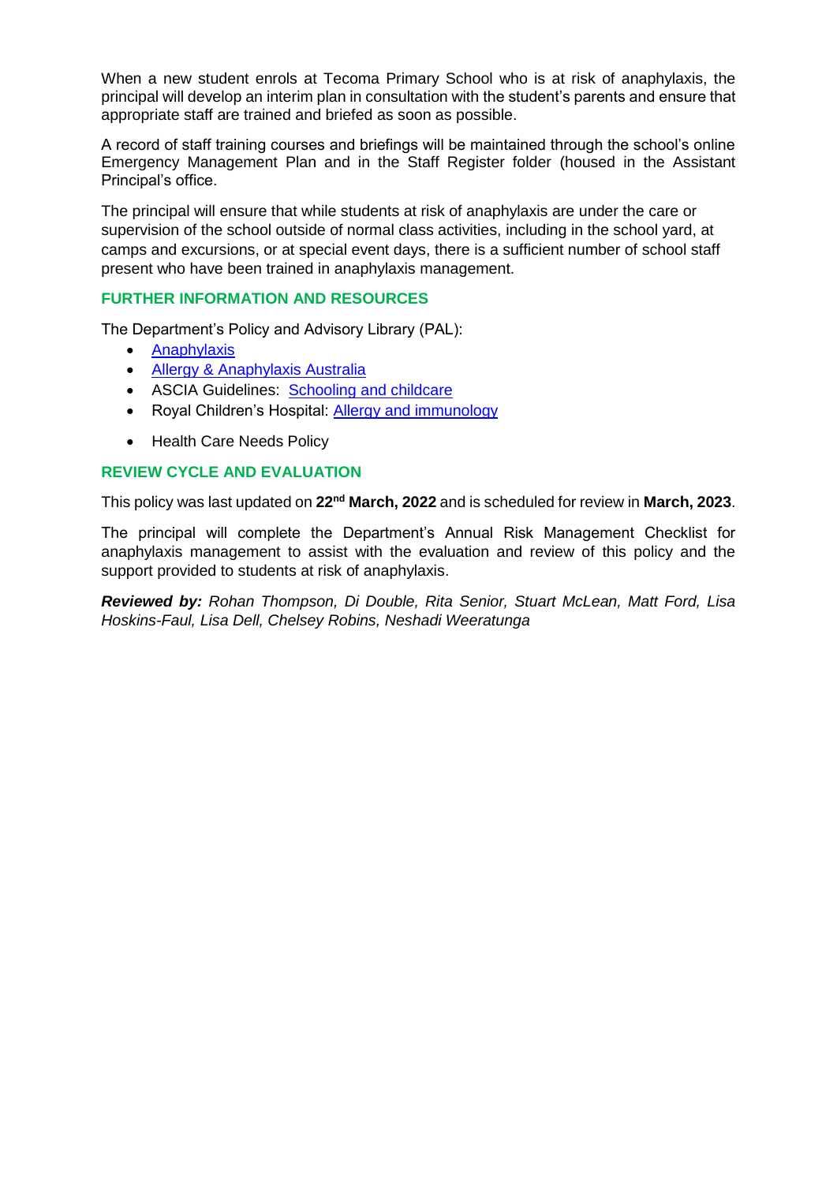When a new student enrols at Tecoma Primary School who is at risk of anaphylaxis, the principal will develop an interim plan in consultation with the student's parents and ensure that appropriate staff are trained and briefed as soon as possible.

A record of staff training courses and briefings will be maintained through the school's online Emergency Management Plan and in the Staff Register folder (housed in the Assistant Principal's office.

The principal will ensure that while students at risk of anaphylaxis are under the care or supervision of the school outside of normal class activities, including in the school yard, at camps and excursions, or at special event days, there is a sufficient number of school staff present who have been trained in anaphylaxis management.

## FURTHER INFORMATION AND RESOURCES

The Department's Policy and Advisory Library (PAL):

- Anaphylaxis
- Allergy & Anaphylaxis Australia
- ASCIA Guidelines: Schooling and childcare
- Royal Children's Hospital: Allergy and immunology
- Health Care Needs Policy

## REVIEW CYCLE AND EVALUATION

This policy was last updated on **22nd March, 2022** and is scheduled for review in **March, 2023**.

The principal will complete the Department's Annual Risk Management Checklist for anaphylaxis management to assist with the evaluation and review of this policy and the support provided to students at risk of anaphylaxis.

***Reviewed by:*** *Rohan Thompson, Di Double, Rita Senior, Stuart McLean, Matt Ford, Lisa Hoskins-Faul, Lisa Dell, Chelsey Robins, Neshadi Weeratunga*